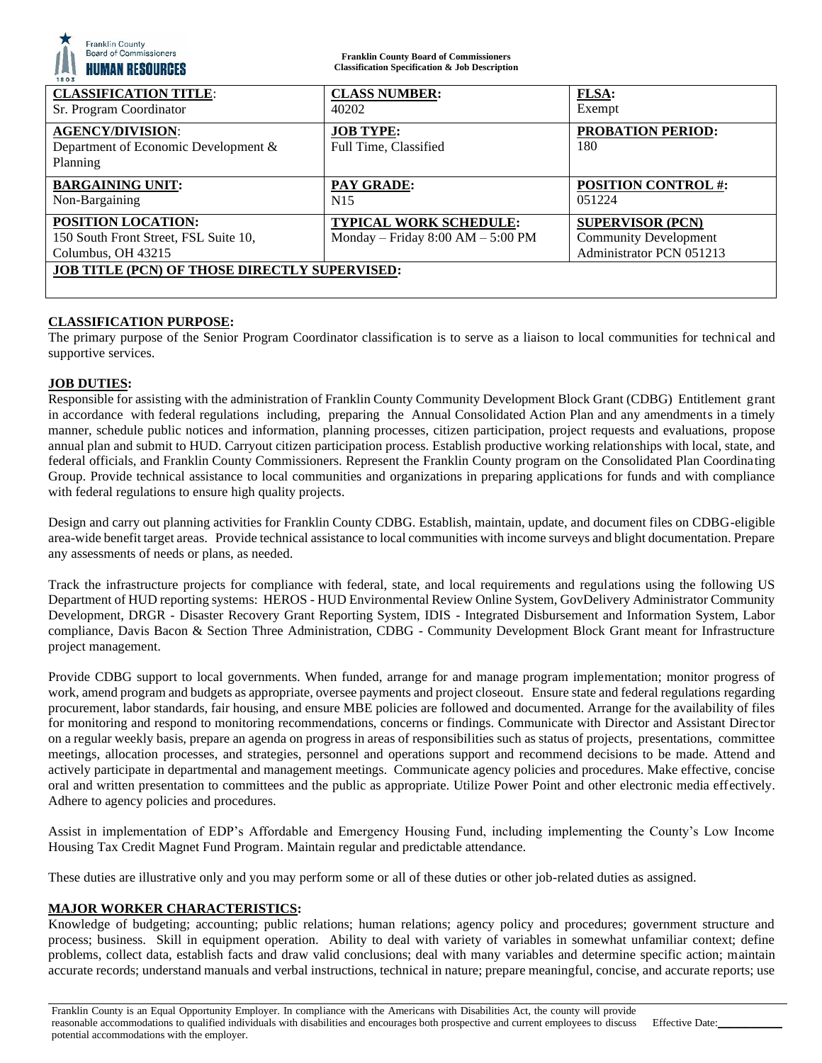**Franklin County Board of Commissioners**
**Classification Specification & Job Description**

| **CLASSIFICATION TITLE**: Sr. Program Coordinator | **CLASS NUMBER:** 40202 | **FLSA:** Exempt |
|---|---|---|
| **AGENCY/DIVISION**: Department of Economic Development & Planning | **JOB TYPE:** Full Time, Classified | **PROBATION PERIOD:** 180 |
| **BARGAINING UNIT:** Non-Bargaining | **PAY GRADE:** N15 | **POSITION CONTROL #:** 051224 |
| **POSITION LOCATION:** 150 South Front Street, FSL Suite 10, Columbus, OH 43215 | **TYPICAL WORK SCHEDULE:** Monday – Friday 8:00 AM – 5:00 PM | **SUPERVISOR (PCN)** Community Development Administrator PCN 051213 |
| **JOB TITLE (PCN) OF THOSE DIRECTLY SUPERVISED:** | | |

## CLASSIFICATION PURPOSE:

The primary purpose of the Senior Program Coordinator classification is to serve as a liaison to local communities for technical and supportive services.

## JOB DUTIES:

Responsible for assisting with the administration of Franklin County Community Development Block Grant (CDBG) Entitlement grant in accordance with federal regulations including, preparing the Annual Consolidated Action Plan and any amendments in a timely manner, schedule public notices and information, planning processes, citizen participation, project requests and evaluations, propose annual plan and submit to HUD. Carryout citizen participation process. Establish productive working relationships with local, state, and federal officials, and Franklin County Commissioners. Represent the Franklin County program on the Consolidated Plan Coordinating Group. Provide technical assistance to local communities and organizations in preparing applications for funds and with compliance with federal regulations to ensure high quality projects.

Design and carry out planning activities for Franklin County CDBG. Establish, maintain, update, and document files on CDBG-eligible area-wide benefit target areas. Provide technical assistance to local communities with income surveys and blight documentation. Prepare any assessments of needs or plans, as needed.

Track the infrastructure projects for compliance with federal, state, and local requirements and regulations using the following US Department of HUD reporting systems: HEROS - HUD Environmental Review Online System, GovDelivery Administrator Community Development, DRGR - Disaster Recovery Grant Reporting System, IDIS - Integrated Disbursement and Information System, Labor compliance, Davis Bacon & Section Three Administration, CDBG - Community Development Block Grant meant for Infrastructure project management.

Provide CDBG support to local governments. When funded, arrange for and manage program implementation; monitor progress of work, amend program and budgets as appropriate, oversee payments and project closeout. Ensure state and federal regulations regarding procurement, labor standards, fair housing, and ensure MBE policies are followed and documented. Arrange for the availability of files for monitoring and respond to monitoring recommendations, concerns or findings. Communicate with Director and Assistant Director on a regular weekly basis, prepare an agenda on progress in areas of responsibilities such as status of projects, presentations, committee meetings, allocation processes, and strategies, personnel and operations support and recommend decisions to be made. Attend and actively participate in departmental and management meetings. Communicate agency policies and procedures. Make effective, concise oral and written presentation to committees and the public as appropriate. Utilize Power Point and other electronic media effectively. Adhere to agency policies and procedures.

Assist in implementation of EDP's Affordable and Emergency Housing Fund, including implementing the County's Low Income Housing Tax Credit Magnet Fund Program. Maintain regular and predictable attendance.

These duties are illustrative only and you may perform some or all of these duties or other job-related duties as assigned.

## MAJOR WORKER CHARACTERISTICS:

Knowledge of budgeting; accounting; public relations; human relations; agency policy and procedures; government structure and process; business. Skill in equipment operation. Ability to deal with variety of variables in somewhat unfamiliar context; define problems, collect data, establish facts and draw valid conclusions; deal with many variables and determine specific action; maintain accurate records; understand manuals and verbal instructions, technical in nature; prepare meaningful, concise, and accurate reports; use

Franklin County is an Equal Opportunity Employer. In compliance with the Americans with Disabilities Act, the county will provide reasonable accommodations to qualified individuals with disabilities and encourages both prospective and current employees to discuss potential accommodations with the employer. Effective Date:\_\_\_\_\_\_\_\_\_\_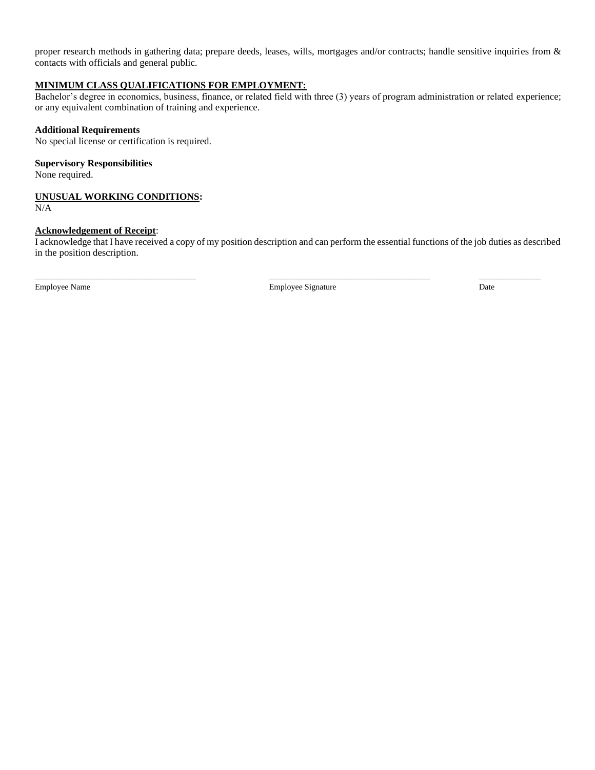proper research methods in gathering data; prepare deeds, leases, wills, mortgages and/or contracts; handle sensitive inquiries from & contacts with officials and general public.

**MINIMUM CLASS QUALIFICATIONS FOR EMPLOYMENT:**

Bachelor's degree in economics, business, finance, or related field with three (3) years of program administration or related experience; or any equivalent combination of training and experience.

**Additional Requirements**

No special license or certification is required.

**Supervisory Responsibilities**

None required.

**UNUSUAL WORKING CONDITIONS:**

N/A

**Acknowledgement of Receipt**:

I acknowledge that I have received a copy of my position description and can perform the essential functions of the job duties as described in the position description.

| | | |
|---|---|---|
| ___________________________________ | ___________________________________ | ______________ |
| Employee Name | Employee Signature | Date |